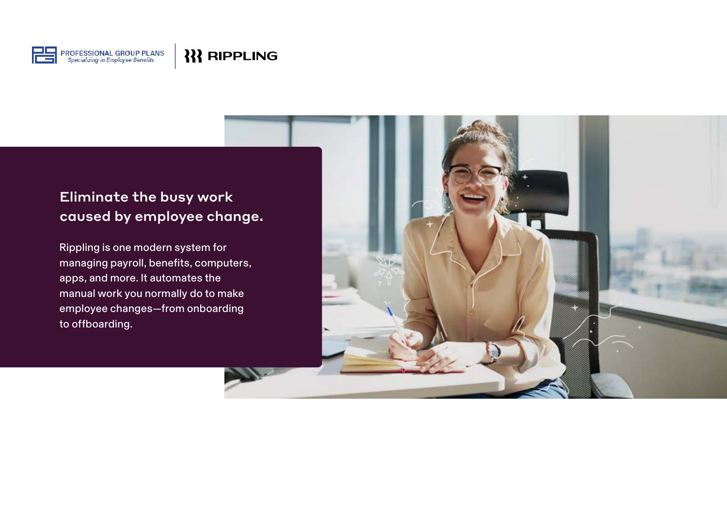PROFESSIONAL GROUP PLANS
*Specializing in Employee Benefits*

RIPPLING

## Eliminate the busy work caused by employee change.

Rippling is one modern system for managing payroll, benefits, computers, apps, and more. It automates the manual work you normally do to make employee changes—from onboarding to offboarding.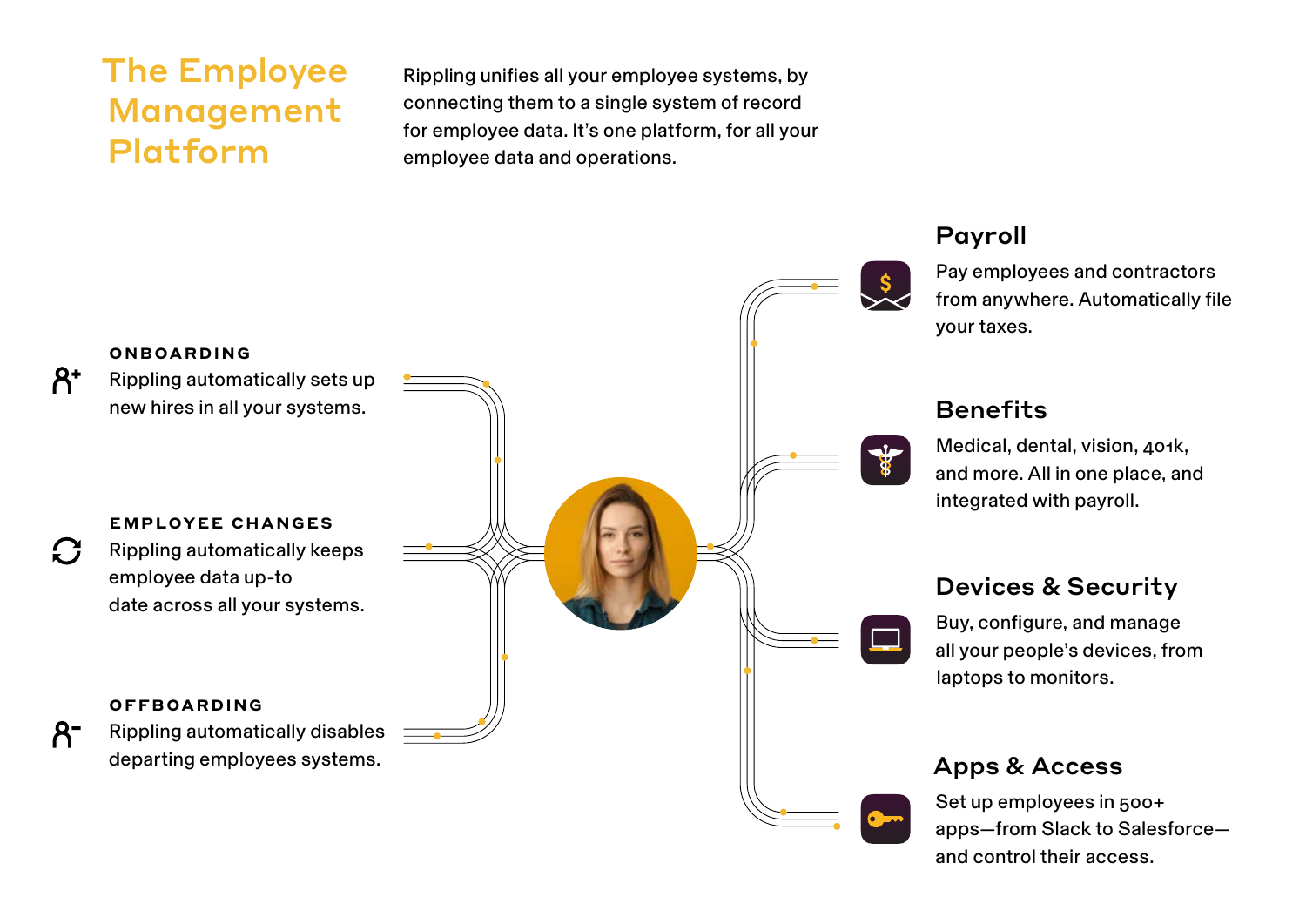# The Employee Management Platform

Rippling unifies all your employee systems, by connecting them to a single system of record for employee data. It's one platform, for all your employee data and operations.

**ONBOARDING**
Rippling automatically sets up new hires in all your systems.

**EMPLOYEE CHANGES**
Rippling automatically keeps employee data up-to date across all your systems.

**OFFBOARDING**
Rippling automatically disables departing employees systems.

## Payroll

Pay employees and contractors from anywhere. Automatically file your taxes.

## Benefits

Medical, dental, vision, 401k, and more. All in one place, and integrated with payroll.

## Devices & Security

Buy, configure, and manage all your people's devices, from laptops to monitors.

## Apps & Access

Set up employees in 500+ apps—from Slack to Salesforce—and control their access.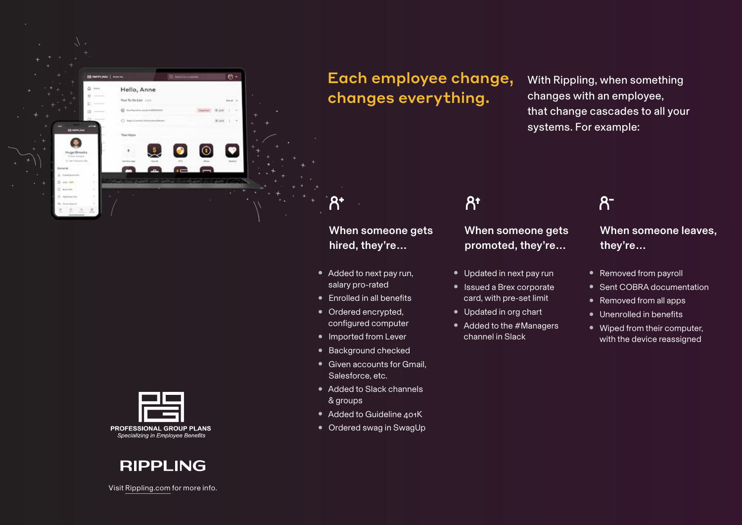## Each employee change, changes everything.

With Rippling, when something changes with an employee, that change cascades to all your systems. For example:

### When someone gets hired, they're...

- Added to next pay run, salary pro-rated
- Enrolled in all benefits
- Ordered encrypted, configured computer
- Imported from Lever
- Background checked
- Given accounts for Gmail, Salesforce, etc.
- Added to Slack channels & groups
- Added to Guideline 401K
- Ordered swag in SwagUp

### When someone gets promoted, they're...

- Updated in next pay run
- Issued a Brex corporate card, with pre-set limit
- Updated in org chart
- Added to the #Managers channel in Slack

### When someone leaves, they're...

- Removed from payroll
- Sent COBRA documentation
- Removed from all apps
- Unenrolled in benefits
- Wiped from their computer, with the device reassigned

PROFESSIONAL GROUP PLANS
*Specializing in Employee Benefits*

RIPPLING

Visit Rippling.com for more info.